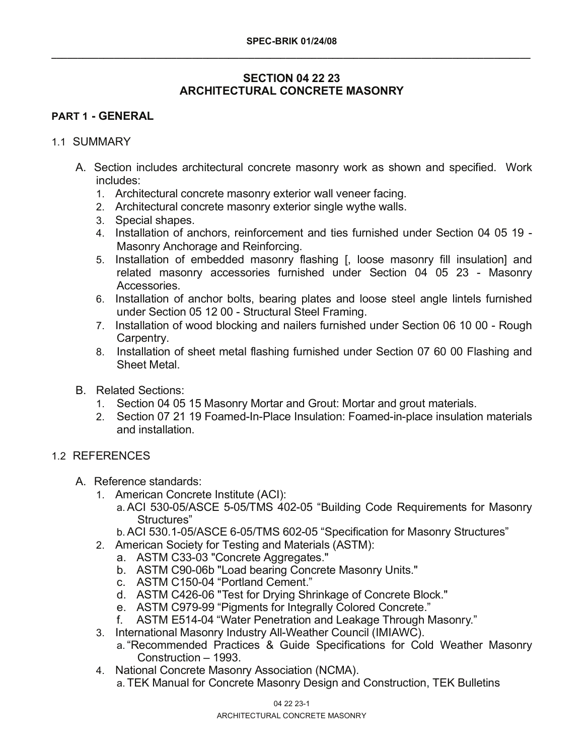# SECTION 04 22 23
# ARCHITECTURAL CONCRETE MASONRY

## PART 1 - GENERAL

### 1.1 SUMMARY

A. Section includes architectural concrete masonry work as shown and specified. Work includes:

1. Architectural concrete masonry exterior wall veneer facing.
2. Architectural concrete masonry exterior single wythe walls.
3. Special shapes.
4. Installation of anchors, reinforcement and ties furnished under Section 04 05 19 - Masonry Anchorage and Reinforcing.
5. Installation of embedded masonry flashing [, loose masonry fill insulation] and related masonry accessories furnished under Section 04 05 23 - Masonry Accessories.
6. Installation of anchor bolts, bearing plates and loose steel angle lintels furnished under Section 05 12 00 - Structural Steel Framing.
7. Installation of wood blocking and nailers furnished under Section 06 10 00 - Rough Carpentry.
8. Installation of sheet metal flashing furnished under Section 07 60 00 Flashing and Sheet Metal.

B. Related Sections:

1. Section 04 05 15 Masonry Mortar and Grout: Mortar and grout materials.
2. Section 07 21 19 Foamed-In-Place Insulation: Foamed-in-place insulation materials and installation.

### 1.2 REFERENCES

A. Reference standards:

1. American Concrete Institute (ACI):
   a. ACI 530-05/ASCE 5-05/TMS 402-05 “Building Code Requirements for Masonry Structures”
   b. ACI 530.1-05/ASCE 6-05/TMS 602-05 “Specification for Masonry Structures”
2. American Society for Testing and Materials (ASTM):
   a. ASTM C33-03 "Concrete Aggregates."
   b. ASTM C90-06b "Load bearing Concrete Masonry Units."
   c. ASTM C150-04 “Portland Cement.”
   d. ASTM C426-06 "Test for Drying Shrinkage of Concrete Block."
   e. ASTM C979-99 “Pigments for Integrally Colored Concrete.”
   f. ASTM E514-04 “Water Penetration and Leakage Through Masonry.”
3. International Masonry Industry All-Weather Council (IMIAWC).
   a. “Recommended Practices & Guide Specifications for Cold Weather Masonry Construction – 1993.
4. National Concrete Masonry Association (NCMA).
   a. TEK Manual for Concrete Masonry Design and Construction, TEK Bulletins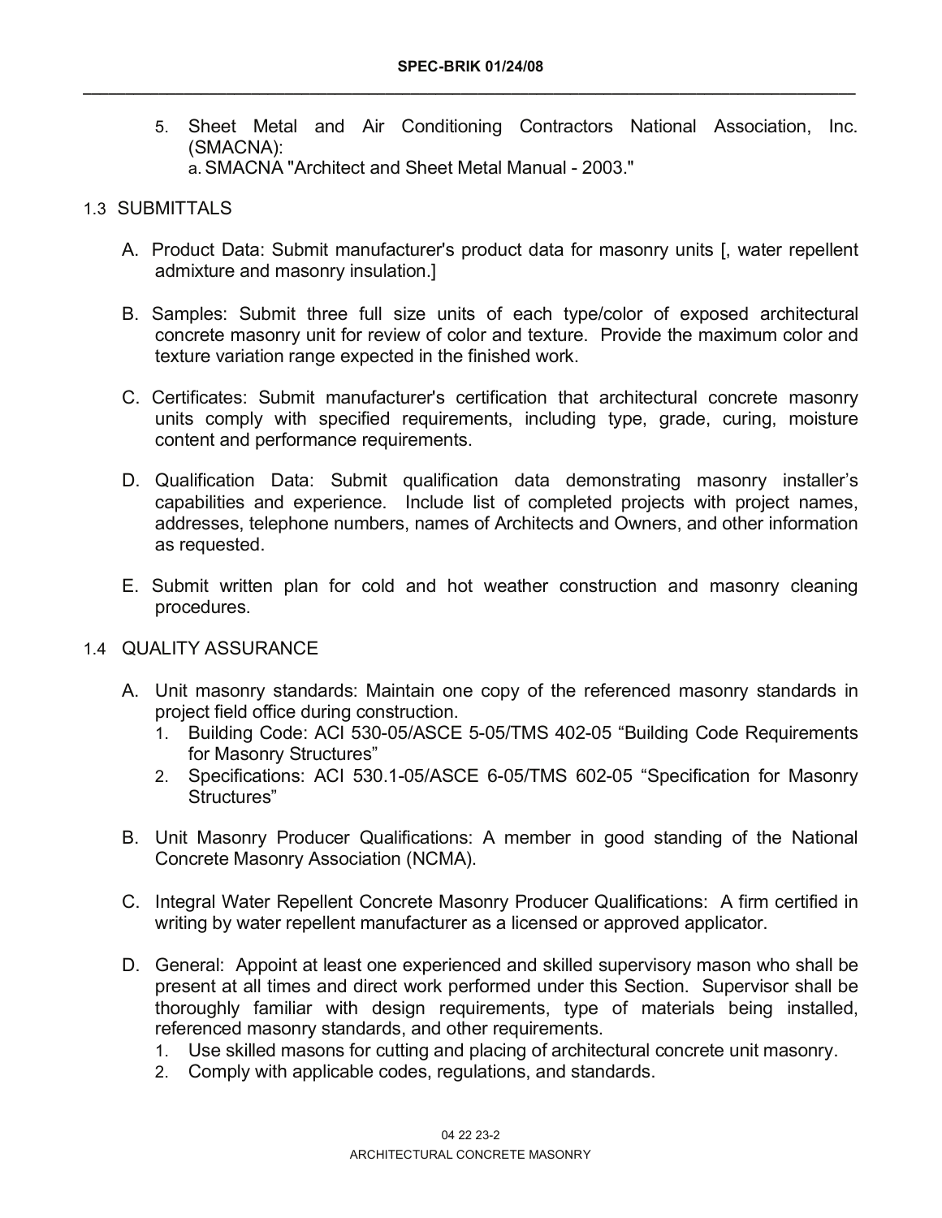5. Sheet Metal and Air Conditioning Contractors National Association, Inc. (SMACNA):
   a. SMACNA "Architect and Sheet Metal Manual - 2003."

## 1.3 SUBMITTALS

A. Product Data: Submit manufacturer's product data for masonry units [, water repellent admixture and masonry insulation.]

B. Samples: Submit three full size units of each type/color of exposed architectural concrete masonry unit for review of color and texture. Provide the maximum color and texture variation range expected in the finished work.

C. Certificates: Submit manufacturer's certification that architectural concrete masonry units comply with specified requirements, including type, grade, curing, moisture content and performance requirements.

D. Qualification Data: Submit qualification data demonstrating masonry installer's capabilities and experience. Include list of completed projects with project names, addresses, telephone numbers, names of Architects and Owners, and other information as requested.

E. Submit written plan for cold and hot weather construction and masonry cleaning procedures.

## 1.4 QUALITY ASSURANCE

A. Unit masonry standards: Maintain one copy of the referenced masonry standards in project field office during construction.
   1. Building Code: ACI 530-05/ASCE 5-05/TMS 402-05 "Building Code Requirements for Masonry Structures"
   2. Specifications: ACI 530.1-05/ASCE 6-05/TMS 602-05 "Specification for Masonry Structures"

B. Unit Masonry Producer Qualifications: A member in good standing of the National Concrete Masonry Association (NCMA).

C. Integral Water Repellent Concrete Masonry Producer Qualifications: A firm certified in writing by water repellent manufacturer as a licensed or approved applicator.

D. General: Appoint at least one experienced and skilled supervisory mason who shall be present at all times and direct work performed under this Section. Supervisor shall be thoroughly familiar with design requirements, type of materials being installed, referenced masonry standards, and other requirements.
   1. Use skilled masons for cutting and placing of architectural concrete unit masonry.
   2. Comply with applicable codes, regulations, and standards.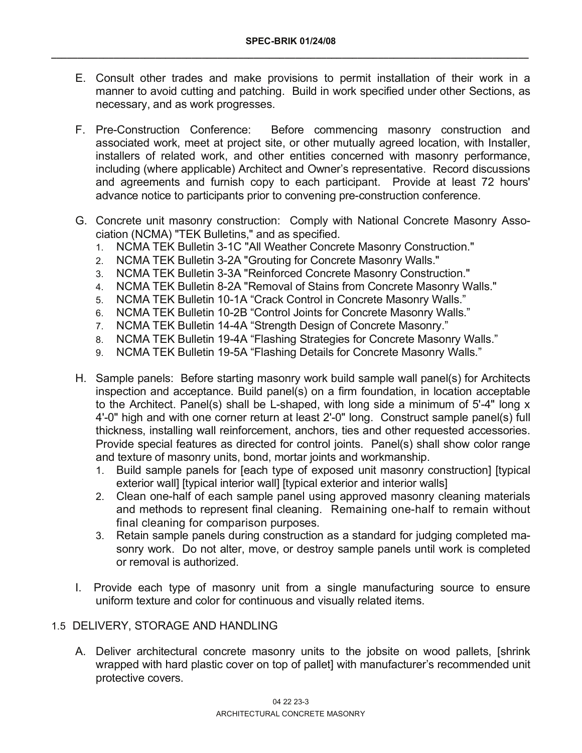E. Consult other trades and make provisions to permit installation of their work in a manner to avoid cutting and patching. Build in work specified under other Sections, as necessary, and as work progresses.

F. Pre-Construction Conference: Before commencing masonry construction and associated work, meet at project site, or other mutually agreed location, with Installer, installers of related work, and other entities concerned with masonry performance, including (where applicable) Architect and Owner's representative. Record discussions and agreements and furnish copy to each participant. Provide at least 72 hours' advance notice to participants prior to convening pre-construction conference.

G. Concrete unit masonry construction: Comply with National Concrete Masonry Association (NCMA) "TEK Bulletins," and as specified.
   1. NCMA TEK Bulletin 3-1C "All Weather Concrete Masonry Construction."
   2. NCMA TEK Bulletin 3-2A "Grouting for Concrete Masonry Walls."
   3. NCMA TEK Bulletin 3-3A "Reinforced Concrete Masonry Construction."
   4. NCMA TEK Bulletin 8-2A "Removal of Stains from Concrete Masonry Walls."
   5. NCMA TEK Bulletin 10-1A "Crack Control in Concrete Masonry Walls."
   6. NCMA TEK Bulletin 10-2B "Control Joints for Concrete Masonry Walls."
   7. NCMA TEK Bulletin 14-4A "Strength Design of Concrete Masonry."
   8. NCMA TEK Bulletin 19-4A "Flashing Strategies for Concrete Masonry Walls."
   9. NCMA TEK Bulletin 19-5A "Flashing Details for Concrete Masonry Walls."

H. Sample panels: Before starting masonry work build sample wall panel(s) for Architects inspection and acceptance. Build panel(s) on a firm foundation, in location acceptable to the Architect. Panel(s) shall be L-shaped, with long side a minimum of 5'-4" long x 4'-0" high and with one corner return at least 2'-0" long. Construct sample panel(s) full thickness, installing wall reinforcement, anchors, ties and other requested accessories. Provide special features as directed for control joints. Panel(s) shall show color range and texture of masonry units, bond, mortar joints and workmanship.
   1. Build sample panels for [each type of exposed unit masonry construction] [typical exterior wall] [typical interior wall] [typical exterior and interior walls]
   2. Clean one-half of each sample panel using approved masonry cleaning materials and methods to represent final cleaning. Remaining one-half to remain without final cleaning for comparison purposes.
   3. Retain sample panels during construction as a standard for judging completed masonry work. Do not alter, move, or destroy sample panels until work is completed or removal is authorized.

I. Provide each type of masonry unit from a single manufacturing source to ensure uniform texture and color for continuous and visually related items.

## 1.5 DELIVERY, STORAGE AND HANDLING

A. Deliver architectural concrete masonry units to the jobsite on wood pallets, [shrink wrapped with hard plastic cover on top of pallet] with manufacturer's recommended unit protective covers.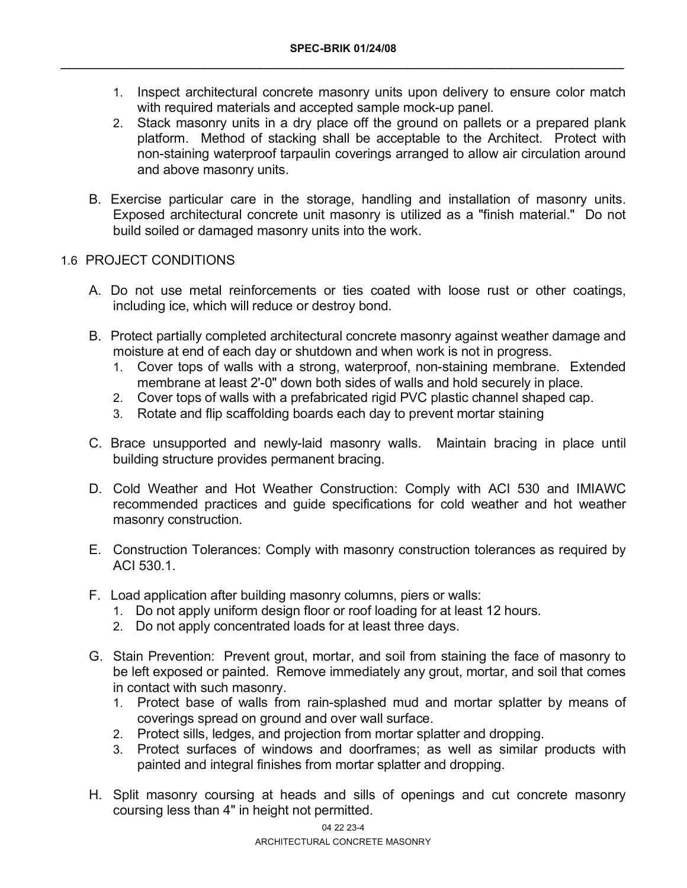1. Inspect architectural concrete masonry units upon delivery to ensure color match with required materials and accepted sample mock-up panel.
2. Stack masonry units in a dry place off the ground on pallets or a prepared plank platform. Method of stacking shall be acceptable to the Architect. Protect with non-staining waterproof tarpaulin coverings arranged to allow air circulation around and above masonry units.

B. Exercise particular care in the storage, handling and installation of masonry units. Exposed architectural concrete unit masonry is utilized as a "finish material." Do not build soiled or damaged masonry units into the work.

## 1.6 PROJECT CONDITIONS

A. Do not use metal reinforcements or ties coated with loose rust or other coatings, including ice, which will reduce or destroy bond.

B. Protect partially completed architectural concrete masonry against weather damage and moisture at end of each day or shutdown and when work is not in progress.
1. Cover tops of walls with a strong, waterproof, non-staining membrane. Extended membrane at least 2'-0" down both sides of walls and hold securely in place.
2. Cover tops of walls with a prefabricated rigid PVC plastic channel shaped cap.
3. Rotate and flip scaffolding boards each day to prevent mortar staining

C. Brace unsupported and newly-laid masonry walls. Maintain bracing in place until building structure provides permanent bracing.

D. Cold Weather and Hot Weather Construction: Comply with ACI 530 and IMIAWC recommended practices and guide specifications for cold weather and hot weather masonry construction.

E. Construction Tolerances: Comply with masonry construction tolerances as required by ACI 530.1.

F. Load application after building masonry columns, piers or walls:
1. Do not apply uniform design floor or roof loading for at least 12 hours.
2. Do not apply concentrated loads for at least three days.

G. Stain Prevention: Prevent grout, mortar, and soil from staining the face of masonry to be left exposed or painted. Remove immediately any grout, mortar, and soil that comes in contact with such masonry.
1. Protect base of walls from rain-splashed mud and mortar splatter by means of coverings spread on ground and over wall surface.
2. Protect sills, ledges, and projection from mortar splatter and dropping.
3. Protect surfaces of windows and doorframes; as well as similar products with painted and integral finishes from mortar splatter and dropping.

H. Split masonry coursing at heads and sills of openings and cut concrete masonry coursing less than 4" in height not permitted.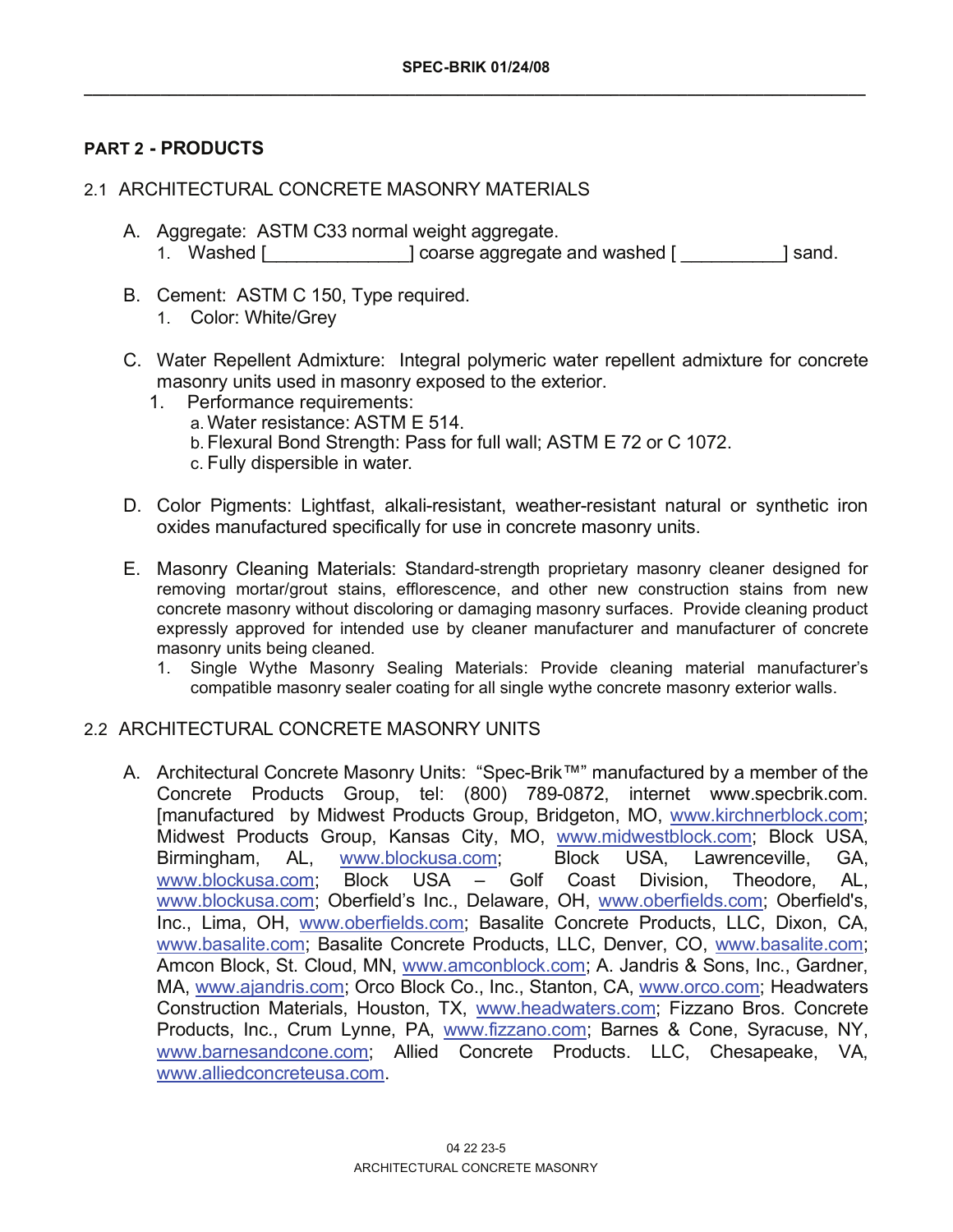## PART 2 - PRODUCTS

### 2.1 ARCHITECTURAL CONCRETE MASONRY MATERIALS

A. Aggregate: ASTM C33 normal weight aggregate.
   1. Washed [______________] coarse aggregate and washed [ __________] sand.

B. Cement: ASTM C 150, Type required.
   1. Color: White/Grey

C. Water Repellent Admixture: Integral polymeric water repellent admixture for concrete masonry units used in masonry exposed to the exterior.
   1. Performance requirements:
      a. Water resistance: ASTM E 514.
      b. Flexural Bond Strength: Pass for full wall; ASTM E 72 or C 1072.
      c. Fully dispersible in water.

D. Color Pigments: Lightfast, alkali-resistant, weather-resistant natural or synthetic iron oxides manufactured specifically for use in concrete masonry units.

E. Masonry Cleaning Materials: Standard-strength proprietary masonry cleaner designed for removing mortar/grout stains, efflorescence, and other new construction stains from new concrete masonry without discoloring or damaging masonry surfaces. Provide cleaning product expressly approved for intended use by cleaner manufacturer and manufacturer of concrete masonry units being cleaned.
   1. Single Wythe Masonry Sealing Materials: Provide cleaning material manufacturer's compatible masonry sealer coating for all single wythe concrete masonry exterior walls.

### 2.2 ARCHITECTURAL CONCRETE MASONRY UNITS

A. Architectural Concrete Masonry Units: "Spec-Brik™" manufactured by a member of the Concrete Products Group, tel: (800) 789-0872, internet www.specbrik.com. [manufactured by Midwest Products Group, Bridgeton, MO, www.kirchnerblock.com; Midwest Products Group, Kansas City, MO, www.midwestblock.com; Block USA, Birmingham, AL, www.blockusa.com; Block USA, Lawrenceville, GA, www.blockusa.com; Block USA – Golf Coast Division, Theodore, AL, www.blockusa.com; Oberfield's Inc., Delaware, OH, www.oberfields.com; Oberfield's, Inc., Lima, OH, www.oberfields.com; Basalite Concrete Products, LLC, Dixon, CA, www.basalite.com; Basalite Concrete Products, LLC, Denver, CO, www.basalite.com; Amcon Block, St. Cloud, MN, www.amconblock.com; A. Jandris & Sons, Inc., Gardner, MA, www.ajandris.com; Orco Block Co., Inc., Stanton, CA, www.orco.com; Headwaters Construction Materials, Houston, TX, www.headwaters.com; Fizzano Bros. Concrete Products, Inc., Crum Lynne, PA, www.fizzano.com; Barnes & Cone, Syracuse, NY, www.barnesandcone.com; Allied Concrete Products. LLC, Chesapeake, VA, www.alliedconcreteusa.com.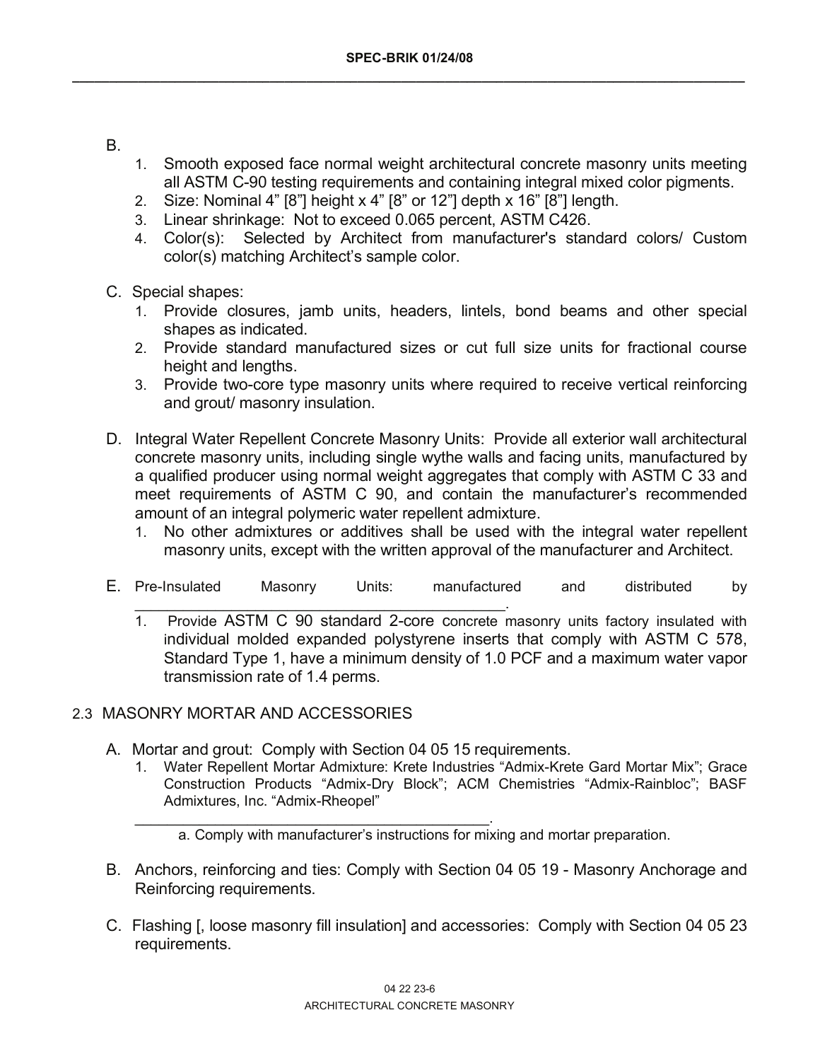B.

1. Smooth exposed face normal weight architectural concrete masonry units meeting all ASTM C-90 testing requirements and containing integral mixed color pigments.
2. Size: Nominal 4" [8"] height x 4" [8" or 12"] depth x 16" [8"] length.
3. Linear shrinkage: Not to exceed 0.065 percent, ASTM C426.
4. Color(s): Selected by Architect from manufacturer's standard colors/ Custom color(s) matching Architect's sample color.

C. Special shapes:

1. Provide closures, jamb units, headers, lintels, bond beams and other special shapes as indicated.
2. Provide standard manufactured sizes or cut full size units for fractional course height and lengths.
3. Provide two-core type masonry units where required to receive vertical reinforcing and grout/ masonry insulation.

D. Integral Water Repellent Concrete Masonry Units: Provide all exterior wall architectural concrete masonry units, including single wythe walls and facing units, manufactured by a qualified producer using normal weight aggregates that comply with ASTM C 33 and meet requirements of ASTM C 90, and contain the manufacturer's recommended amount of an integral polymeric water repellent admixture.

1. No other admixtures or additives shall be used with the integral water repellent masonry units, except with the written approval of the manufacturer and Architect.

E. Pre-Insulated Masonry Units: manufactured and distributed by ____________________________________________.

1. Provide ASTM C 90 standard 2-core concrete masonry units factory insulated with individual molded expanded polystyrene inserts that comply with ASTM C 578, Standard Type 1, have a minimum density of 1.0 PCF and a maximum water vapor transmission rate of 1.4 perms.

## 2.3 MASONRY MORTAR AND ACCESSORIES

A. Mortar and grout: Comply with Section 04 05 15 requirements.

1. Water Repellent Mortar Admixture: Krete Industries "Admix-Krete Gard Mortar Mix"; Grace Construction Products "Admix-Dry Block"; ACM Chemistries "Admix-Rainbloc"; BASF Admixtures, Inc. "Admix-Rheopel" ____________________________________________.
   a. Comply with manufacturer's instructions for mixing and mortar preparation.

B. Anchors, reinforcing and ties: Comply with Section 04 05 19 - Masonry Anchorage and Reinforcing requirements.

C. Flashing [, loose masonry fill insulation] and accessories: Comply with Section 04 05 23 requirements.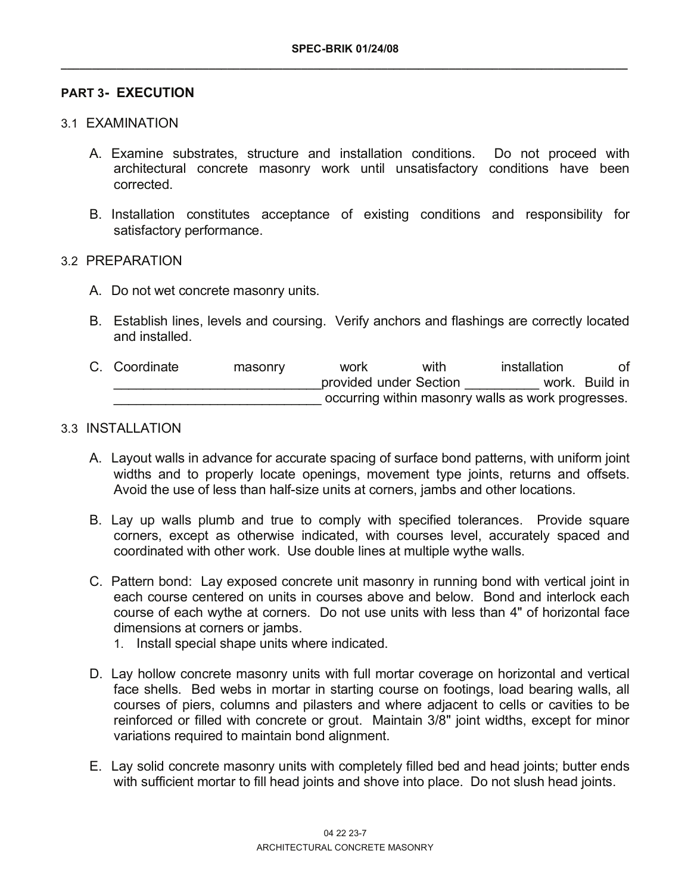## PART 3- EXECUTION

### 3.1 EXAMINATION

A. Examine substrates, structure and installation conditions. Do not proceed with architectural concrete masonry work until unsatisfactory conditions have been corrected.

B. Installation constitutes acceptance of existing conditions and responsibility for satisfactory performance.

### 3.2 PREPARATION

A. Do not wet concrete masonry units.

B. Establish lines, levels and coursing. Verify anchors and flashings are correctly located and installed.

C. Coordinate masonry work with installation of ____________________________provided under Section __________ work. Build in ____________________________ occurring within masonry walls as work progresses.

### 3.3 INSTALLATION

A. Layout walls in advance for accurate spacing of surface bond patterns, with uniform joint widths and to properly locate openings, movement type joints, returns and offsets. Avoid the use of less than half-size units at corners, jambs and other locations.

B. Lay up walls plumb and true to comply with specified tolerances. Provide square corners, except as otherwise indicated, with courses level, accurately spaced and coordinated with other work. Use double lines at multiple wythe walls.

C. Pattern bond: Lay exposed concrete unit masonry in running bond with vertical joint in each course centered on units in courses above and below. Bond and interlock each course of each wythe at corners. Do not use units with less than 4" of horizontal face dimensions at corners or jambs.
   1. Install special shape units where indicated.

D. Lay hollow concrete masonry units with full mortar coverage on horizontal and vertical face shells. Bed webs in mortar in starting course on footings, load bearing walls, all courses of piers, columns and pilasters and where adjacent to cells or cavities to be reinforced or filled with concrete or grout. Maintain 3/8" joint widths, except for minor variations required to maintain bond alignment.

E. Lay solid concrete masonry units with completely filled bed and head joints; butter ends with sufficient mortar to fill head joints and shove into place. Do not slush head joints.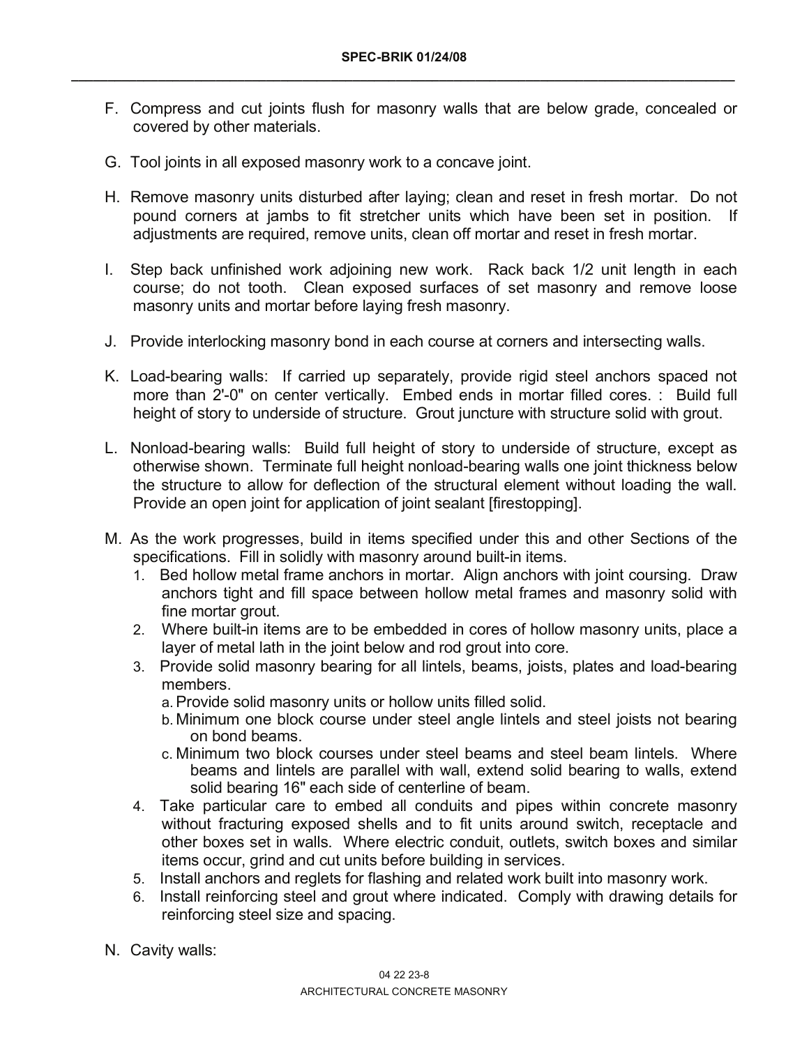F. Compress and cut joints flush for masonry walls that are below grade, concealed or covered by other materials.

G. Tool joints in all exposed masonry work to a concave joint.

H. Remove masonry units disturbed after laying; clean and reset in fresh mortar. Do not pound corners at jambs to fit stretcher units which have been set in position. If adjustments are required, remove units, clean off mortar and reset in fresh mortar.

I. Step back unfinished work adjoining new work. Rack back 1/2 unit length in each course; do not tooth. Clean exposed surfaces of set masonry and remove loose masonry units and mortar before laying fresh masonry.

J. Provide interlocking masonry bond in each course at corners and intersecting walls.

K. Load-bearing walls: If carried up separately, provide rigid steel anchors spaced not more than 2'-0" on center vertically. Embed ends in mortar filled cores. : Build full height of story to underside of structure. Grout juncture with structure solid with grout.

L. Nonload-bearing walls: Build full height of story to underside of structure, except as otherwise shown. Terminate full height nonload-bearing walls one joint thickness below the structure to allow for deflection of the structural element without loading the wall. Provide an open joint for application of joint sealant [firestopping].

M. As the work progresses, build in items specified under this and other Sections of the specifications. Fill in solidly with masonry around built-in items.
   1. Bed hollow metal frame anchors in mortar. Align anchors with joint coursing. Draw anchors tight and fill space between hollow metal frames and masonry solid with fine mortar grout.
   2. Where built-in items are to be embedded in cores of hollow masonry units, place a layer of metal lath in the joint below and rod grout into core.
   3. Provide solid masonry bearing for all lintels, beams, joists, plates and load-bearing members.
      a. Provide solid masonry units or hollow units filled solid.
      b. Minimum one block course under steel angle lintels and steel joists not bearing on bond beams.
      c. Minimum two block courses under steel beams and steel beam lintels. Where beams and lintels are parallel with wall, extend solid bearing to walls, extend solid bearing 16" each side of centerline of beam.
   4. Take particular care to embed all conduits and pipes within concrete masonry without fracturing exposed shells and to fit units around switch, receptacle and other boxes set in walls. Where electric conduit, outlets, switch boxes and similar items occur, grind and cut units before building in services.
   5. Install anchors and reglets for flashing and related work built into masonry work.
   6. Install reinforcing steel and grout where indicated. Comply with drawing details for reinforcing steel size and spacing.

N. Cavity walls: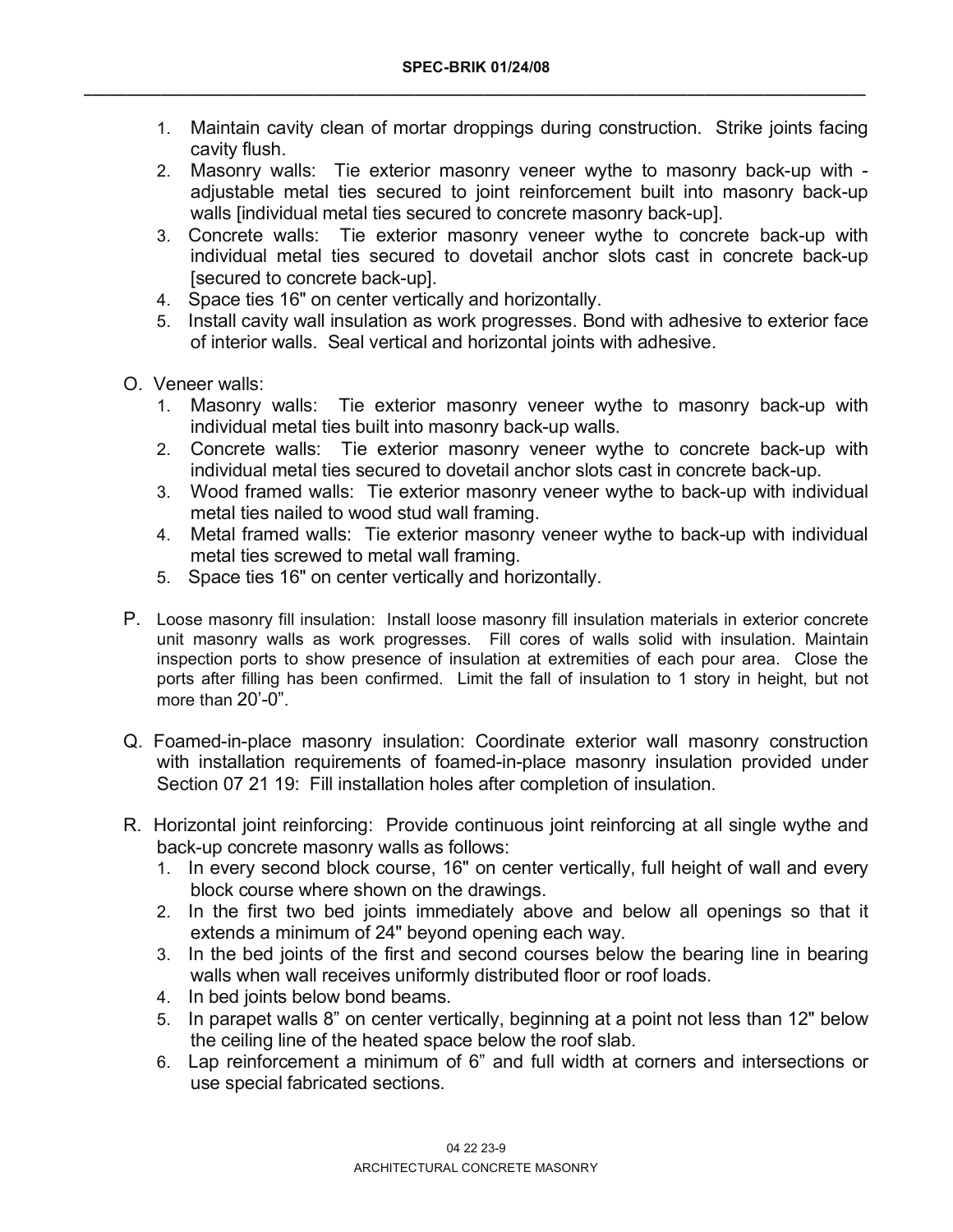1. Maintain cavity clean of mortar droppings during construction. Strike joints facing cavity flush.
2. Masonry walls: Tie exterior masonry veneer wythe to masonry back-up with - adjustable metal ties secured to joint reinforcement built into masonry back-up walls [individual metal ties secured to concrete masonry back-up].
3. Concrete walls: Tie exterior masonry veneer wythe to concrete back-up with individual metal ties secured to dovetail anchor slots cast in concrete back-up [secured to concrete back-up].
4. Space ties 16" on center vertically and horizontally.
5. Install cavity wall insulation as work progresses. Bond with adhesive to exterior face of interior walls. Seal vertical and horizontal joints with adhesive.

O. Veneer walls:

1. Masonry walls: Tie exterior masonry veneer wythe to masonry back-up with individual metal ties built into masonry back-up walls.
2. Concrete walls: Tie exterior masonry veneer wythe to concrete back-up with individual metal ties secured to dovetail anchor slots cast in concrete back-up.
3. Wood framed walls: Tie exterior masonry veneer wythe to back-up with individual metal ties nailed to wood stud wall framing.
4. Metal framed walls: Tie exterior masonry veneer wythe to back-up with individual metal ties screwed to metal wall framing.
5. Space ties 16" on center vertically and horizontally.

P. Loose masonry fill insulation: Install loose masonry fill insulation materials in exterior concrete unit masonry walls as work progresses. Fill cores of walls solid with insulation. Maintain inspection ports to show presence of insulation at extremities of each pour area. Close the ports after filling has been confirmed. Limit the fall of insulation to 1 story in height, but not more than 20'-0".

Q. Foamed-in-place masonry insulation: Coordinate exterior wall masonry construction with installation requirements of foamed-in-place masonry insulation provided under Section 07 21 19: Fill installation holes after completion of insulation.

R. Horizontal joint reinforcing: Provide continuous joint reinforcing at all single wythe and back-up concrete masonry walls as follows:

1. In every second block course, 16" on center vertically, full height of wall and every block course where shown on the drawings.
2. In the first two bed joints immediately above and below all openings so that it extends a minimum of 24" beyond opening each way.
3. In the bed joints of the first and second courses below the bearing line in bearing walls when wall receives uniformly distributed floor or roof loads.
4. In bed joints below bond beams.
5. In parapet walls 8" on center vertically, beginning at a point not less than 12" below the ceiling line of the heated space below the roof slab.
6. Lap reinforcement a minimum of 6" and full width at corners and intersections or use special fabricated sections.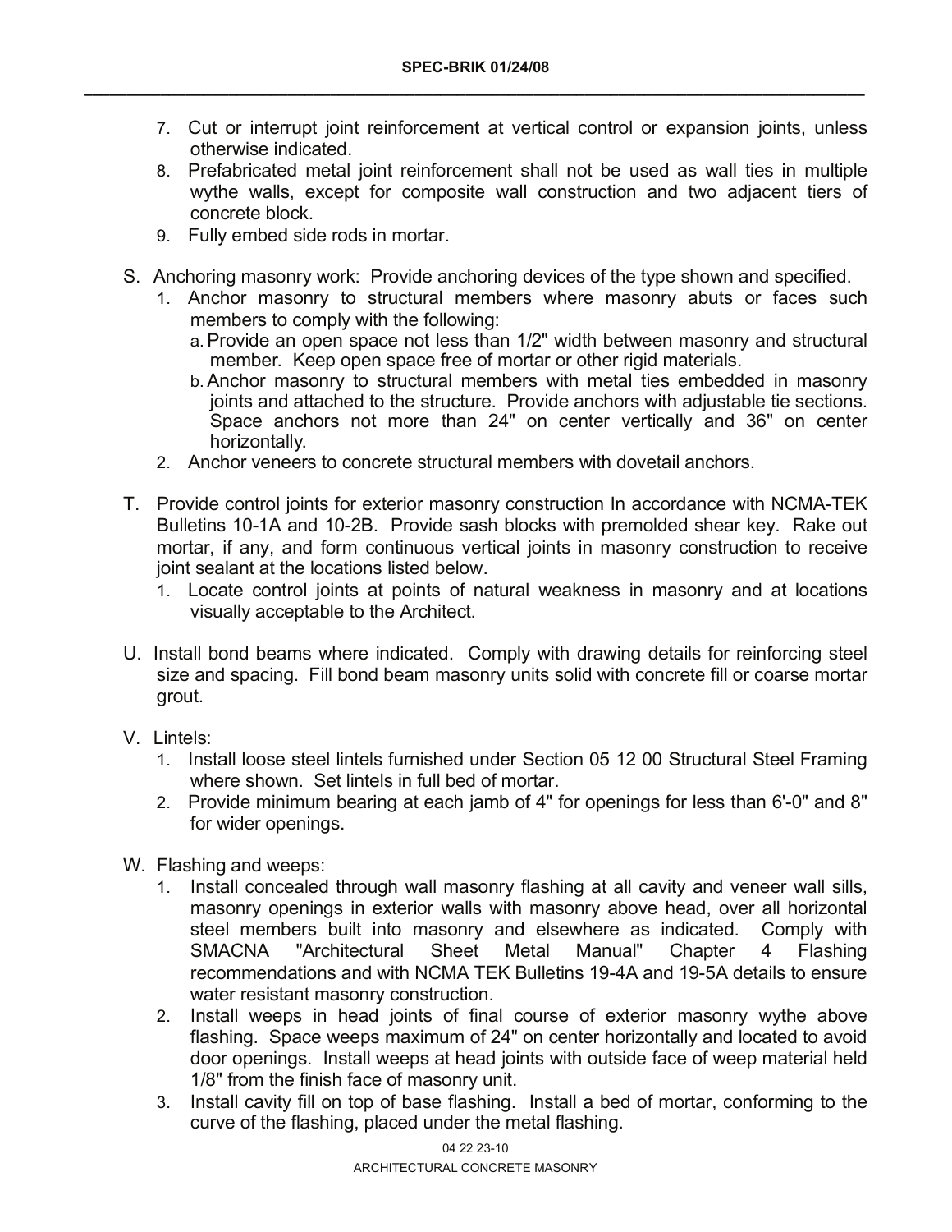7. Cut or interrupt joint reinforcement at vertical control or expansion joints, unless otherwise indicated.
8. Prefabricated metal joint reinforcement shall not be used as wall ties in multiple wythe walls, except for composite wall construction and two adjacent tiers of concrete block.
9. Fully embed side rods in mortar.

S. Anchoring masonry work: Provide anchoring devices of the type shown and specified.
   1. Anchor masonry to structural members where masonry abuts or faces such members to comply with the following:
      a. Provide an open space not less than 1/2" width between masonry and structural member. Keep open space free of mortar or other rigid materials.
      b. Anchor masonry to structural members with metal ties embedded in masonry joints and attached to the structure. Provide anchors with adjustable tie sections. Space anchors not more than 24" on center vertically and 36" on center horizontally.
   2. Anchor veneers to concrete structural members with dovetail anchors.

T. Provide control joints for exterior masonry construction In accordance with NCMA-TEK Bulletins 10-1A and 10-2B. Provide sash blocks with premolded shear key. Rake out mortar, if any, and form continuous vertical joints in masonry construction to receive joint sealant at the locations listed below.
   1. Locate control joints at points of natural weakness in masonry and at locations visually acceptable to the Architect.

U. Install bond beams where indicated. Comply with drawing details for reinforcing steel size and spacing. Fill bond beam masonry units solid with concrete fill or coarse mortar grout.

V. Lintels:
   1. Install loose steel lintels furnished under Section 05 12 00 Structural Steel Framing where shown. Set lintels in full bed of mortar.
   2. Provide minimum bearing at each jamb of 4" for openings for less than 6'-0" and 8" for wider openings.

W. Flashing and weeps:
   1. Install concealed through wall masonry flashing at all cavity and veneer wall sills, masonry openings in exterior walls with masonry above head, over all horizontal steel members built into masonry and elsewhere as indicated. Comply with SMACNA "Architectural Sheet Metal Manual" Chapter 4 Flashing recommendations and with NCMA TEK Bulletins 19-4A and 19-5A details to ensure water resistant masonry construction.
   2. Install weeps in head joints of final course of exterior masonry wythe above flashing. Space weeps maximum of 24" on center horizontally and located to avoid door openings. Install weeps at head joints with outside face of weep material held 1/8" from the finish face of masonry unit.
   3. Install cavity fill on top of base flashing. Install a bed of mortar, conforming to the curve of the flashing, placed under the metal flashing.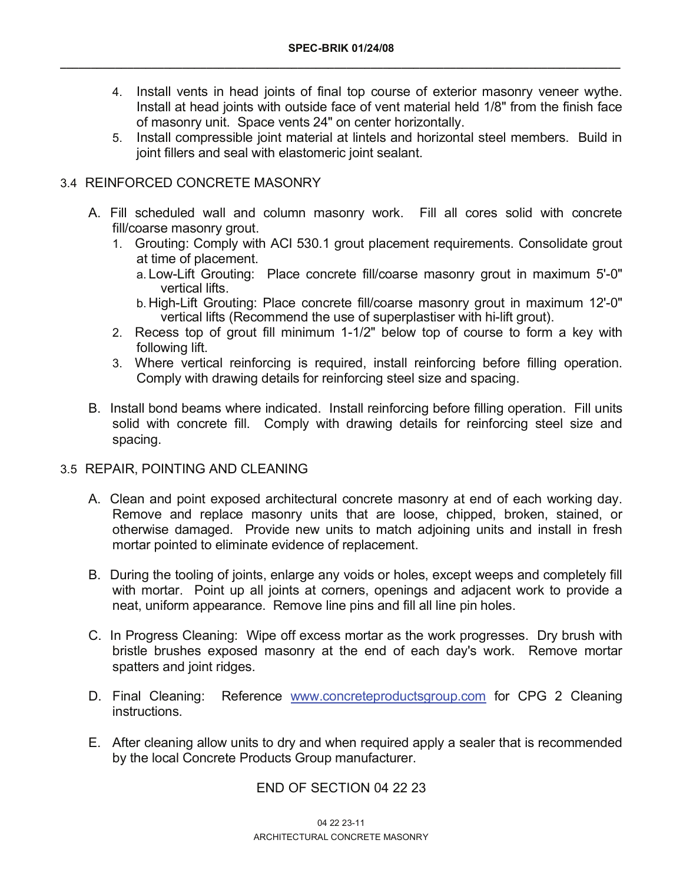4. Install vents in head joints of final top course of exterior masonry veneer wythe. Install at head joints with outside face of vent material held 1/8" from the finish face of masonry unit. Space vents 24" on center horizontally.
5. Install compressible joint material at lintels and horizontal steel members. Build in joint fillers and seal with elastomeric joint sealant.

## 3.4 REINFORCED CONCRETE MASONRY

A. Fill scheduled wall and column masonry work. Fill all cores solid with concrete fill/coarse masonry grout.
   1. Grouting: Comply with ACI 530.1 grout placement requirements. Consolidate grout at time of placement.
      a. Low-Lift Grouting: Place concrete fill/coarse masonry grout in maximum 5'-0" vertical lifts.
      b. High-Lift Grouting: Place concrete fill/coarse masonry grout in maximum 12'-0" vertical lifts (Recommend the use of superplastiser with hi-lift grout).
   2. Recess top of grout fill minimum 1-1/2" below top of course to form a key with following lift.
   3. Where vertical reinforcing is required, install reinforcing before filling operation. Comply with drawing details for reinforcing steel size and spacing.

B. Install bond beams where indicated. Install reinforcing before filling operation. Fill units solid with concrete fill. Comply with drawing details for reinforcing steel size and spacing.

## 3.5 REPAIR, POINTING AND CLEANING

A. Clean and point exposed architectural concrete masonry at end of each working day. Remove and replace masonry units that are loose, chipped, broken, stained, or otherwise damaged. Provide new units to match adjoining units and install in fresh mortar pointed to eliminate evidence of replacement.

B. During the tooling of joints, enlarge any voids or holes, except weeps and completely fill with mortar. Point up all joints at corners, openings and adjacent work to provide a neat, uniform appearance. Remove line pins and fill all line pin holes.

C. In Progress Cleaning: Wipe off excess mortar as the work progresses. Dry brush with bristle brushes exposed masonry at the end of each day's work. Remove mortar spatters and joint ridges.

D. Final Cleaning: Reference www.concreteproductsgroup.com for CPG 2 Cleaning instructions.

E. After cleaning allow units to dry and when required apply a sealer that is recommended by the local Concrete Products Group manufacturer.

END OF SECTION 04 22 23